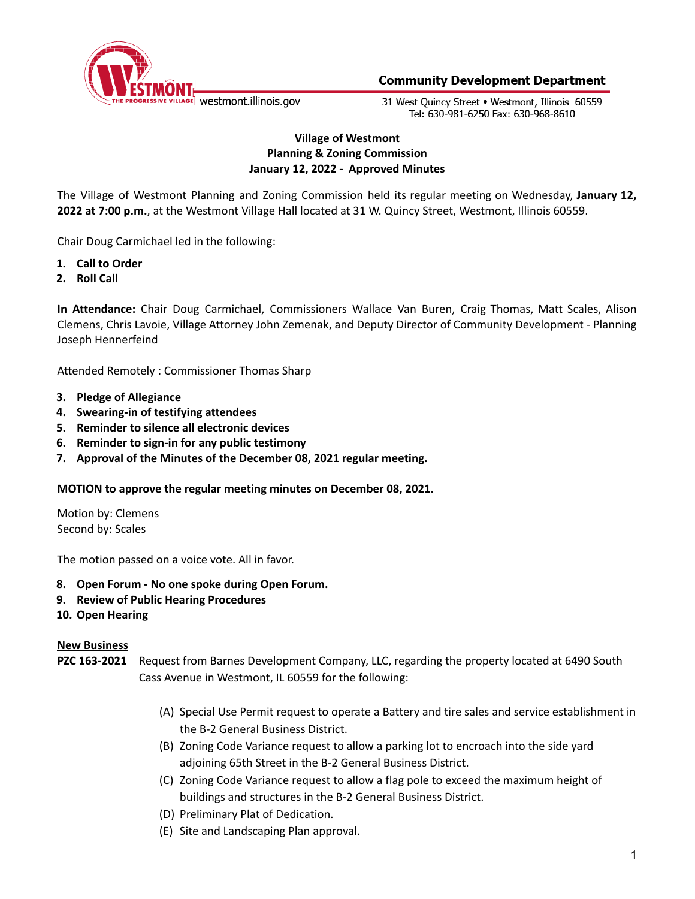Community Development Department

westmont.illinois.gov

31 West Quincy Street • Westmont, Illinois 60559
Tel: 630-981-6250 Fax: 630-968-8610

**Village of Westmont**
**Planning & Zoning Commission**
**January 12, 2022 - Approved Minutes**

The Village of Westmont Planning and Zoning Commission held its regular meeting on Wednesday, **January 12, 2022 at 7:00 p.m.**, at the Westmont Village Hall located at 31 W. Quincy Street, Westmont, Illinois 60559.

Chair Doug Carmichael led in the following:

1. **Call to Order**
2. **Roll Call**

**In Attendance:** Chair Doug Carmichael, Commissioners Wallace Van Buren, Craig Thomas, Matt Scales, Alison Clemens, Chris Lavoie, Village Attorney John Zemenak, and Deputy Director of Community Development - Planning Joseph Hennerfeind

Attended Remotely : Commissioner Thomas Sharp

3. **Pledge of Allegiance**
4. **Swearing-in of testifying attendees**
5. **Reminder to silence all electronic devices**
6. **Reminder to sign-in for any public testimony**
7. **Approval of the Minutes of the December 08, 2021 regular meeting.**

**MOTION to approve the regular meeting minutes on December 08, 2021.**

Motion by: Clemens
Second by: Scales

The motion passed on a voice vote. All in favor.

8. **Open Forum - No one spoke during Open Forum.**
9. **Review of Public Hearing Procedures**
10. **Open Hearing**

**New Business**

**PZC 163-2021** Request from Barnes Development Company, LLC, regarding the property located at 6490 South Cass Avenue in Westmont, IL 60559 for the following:

(A) Special Use Permit request to operate a Battery and tire sales and service establishment in the B-2 General Business District.
(B) Zoning Code Variance request to allow a parking lot to encroach into the side yard adjoining 65th Street in the B-2 General Business District.
(C) Zoning Code Variance request to allow a flag pole to exceed the maximum height of buildings and structures in the B-2 General Business District.
(D) Preliminary Plat of Dedication.
(E) Site and Landscaping Plan approval.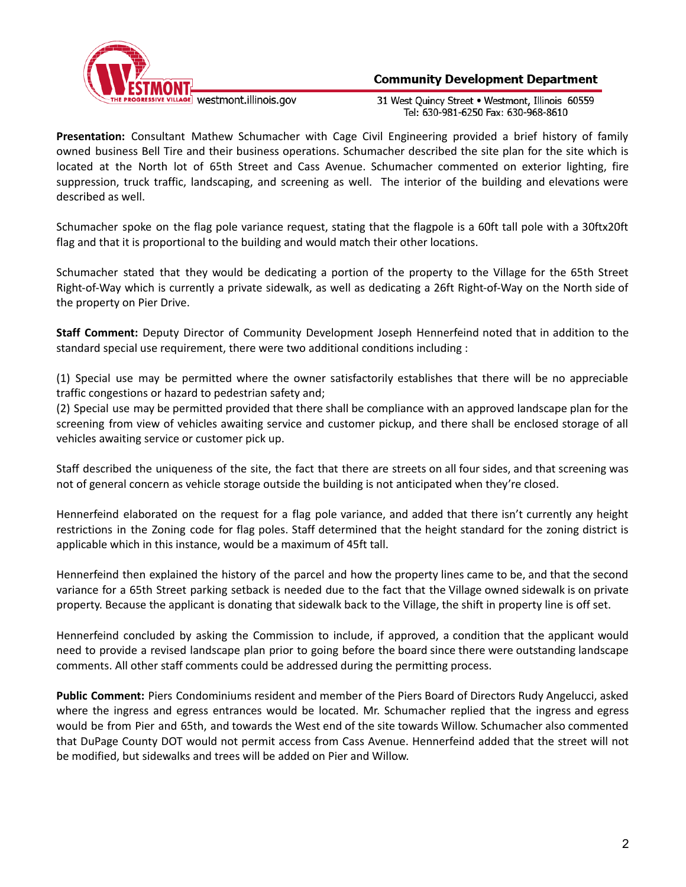**Presentation:** Consultant Mathew Schumacher with Cage Civil Engineering provided a brief history of family owned business Bell Tire and their business operations. Schumacher described the site plan for the site which is located at the North lot of 65th Street and Cass Avenue. Schumacher commented on exterior lighting, fire suppression, truck traffic, landscaping, and screening as well. The interior of the building and elevations were described as well.

Schumacher spoke on the flag pole variance request, stating that the flagpole is a 60ft tall pole with a 30ftx20ft flag and that it is proportional to the building and would match their other locations.

Schumacher stated that they would be dedicating a portion of the property to the Village for the 65th Street Right-of-Way which is currently a private sidewalk, as well as dedicating a 26ft Right-of-Way on the North side of the property on Pier Drive.

**Staff Comment:** Deputy Director of Community Development Joseph Hennerfeind noted that in addition to the standard special use requirement, there were two additional conditions including :

(1) Special use may be permitted where the owner satisfactorily establishes that there will be no appreciable traffic congestions or hazard to pedestrian safety and;
(2) Special use may be permitted provided that there shall be compliance with an approved landscape plan for the screening from view of vehicles awaiting service and customer pickup, and there shall be enclosed storage of all vehicles awaiting service or customer pick up.

Staff described the uniqueness of the site, the fact that there are streets on all four sides, and that screening was not of general concern as vehicle storage outside the building is not anticipated when they're closed.

Hennerfeind elaborated on the request for a flag pole variance, and added that there isn't currently any height restrictions in the Zoning code for flag poles. Staff determined that the height standard for the zoning district is applicable which in this instance, would be a maximum of 45ft tall.

Hennerfeind then explained the history of the parcel and how the property lines came to be, and that the second variance for a 65th Street parking setback is needed due to the fact that the Village owned sidewalk is on private property. Because the applicant is donating that sidewalk back to the Village, the shift in property line is off set.

Hennerfeind concluded by asking the Commission to include, if approved, a condition that the applicant would need to provide a revised landscape plan prior to going before the board since there were outstanding landscape comments. All other staff comments could be addressed during the permitting process.

**Public Comment:** Piers Condominiums resident and member of the Piers Board of Directors Rudy Angelucci, asked where the ingress and egress entrances would be located. Mr. Schumacher replied that the ingress and egress would be from Pier and 65th, and towards the West end of the site towards Willow. Schumacher also commented that DuPage County DOT would not permit access from Cass Avenue. Hennerfeind added that the street will not be modified, but sidewalks and trees will be added on Pier and Willow.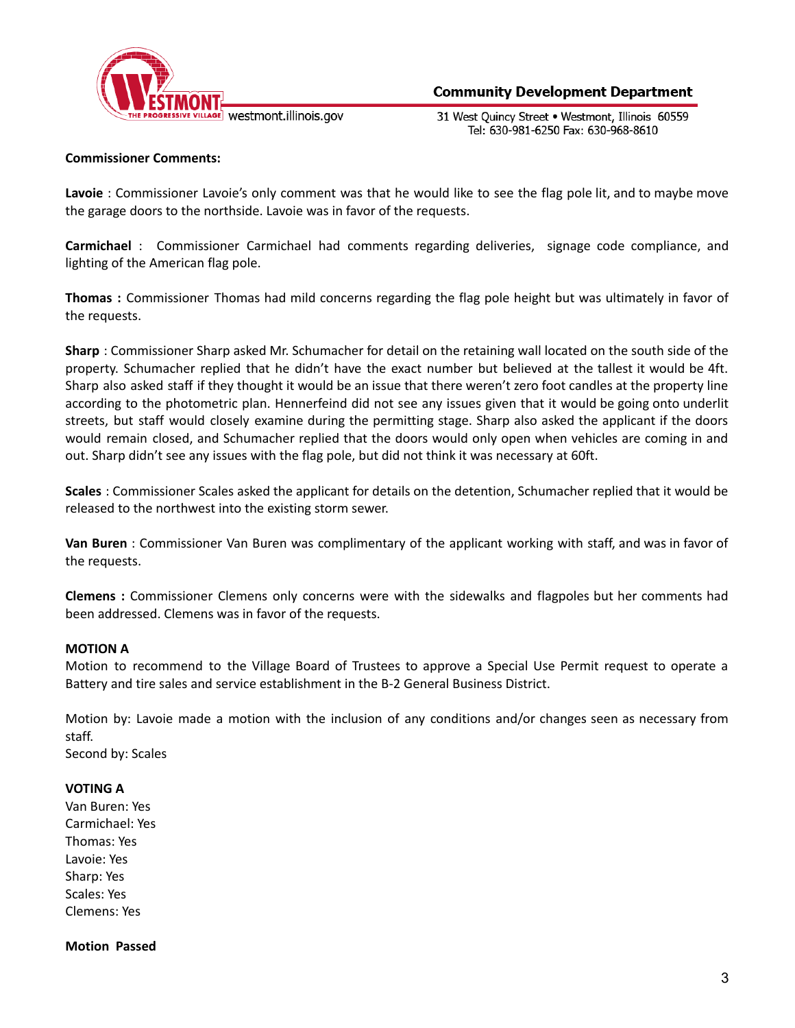**Commissioner Comments:**

**Lavoie** : Commissioner Lavoie's only comment was that he would like to see the flag pole lit, and to maybe move the garage doors to the northside. Lavoie was in favor of the requests.

**Carmichael** : Commissioner Carmichael had comments regarding deliveries, signage code compliance, and lighting of the American flag pole.

**Thomas :** Commissioner Thomas had mild concerns regarding the flag pole height but was ultimately in favor of the requests.

**Sharp** : Commissioner Sharp asked Mr. Schumacher for detail on the retaining wall located on the south side of the property. Schumacher replied that he didn't have the exact number but believed at the tallest it would be 4ft. Sharp also asked staff if they thought it would be an issue that there weren't zero foot candles at the property line according to the photometric plan. Hennerfeind did not see any issues given that it would be going onto underlit streets, but staff would closely examine during the permitting stage. Sharp also asked the applicant if the doors would remain closed, and Schumacher replied that the doors would only open when vehicles are coming in and out. Sharp didn't see any issues with the flag pole, but did not think it was necessary at 60ft.

**Scales** : Commissioner Scales asked the applicant for details on the detention, Schumacher replied that it would be released to the northwest into the existing storm sewer.

**Van Buren** : Commissioner Van Buren was complimentary of the applicant working with staff, and was in favor of the requests.

**Clemens :** Commissioner Clemens only concerns were with the sidewalks and flagpoles but her comments had been addressed. Clemens was in favor of the requests.

**MOTION A**

Motion to recommend to the Village Board of Trustees to approve a Special Use Permit request to operate a Battery and tire sales and service establishment in the B-2 General Business District.

Motion by: Lavoie made a motion with the inclusion of any conditions and/or changes seen as necessary from staff.
Second by: Scales

**VOTING A**

Van Buren: Yes
Carmichael: Yes
Thomas: Yes
Lavoie: Yes
Sharp: Yes
Scales: Yes
Clemens: Yes

**Motion Passed**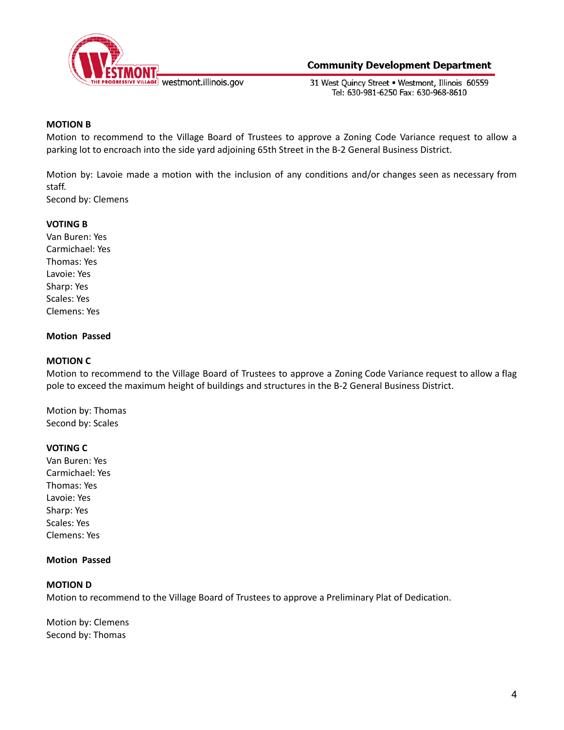**MOTION B**

Motion to recommend to the Village Board of Trustees to approve a Zoning Code Variance request to allow a parking lot to encroach into the side yard adjoining 65th Street in the B-2 General Business District.

Motion by: Lavoie made a motion with the inclusion of any conditions and/or changes seen as necessary from staff.
Second by: Clemens

**VOTING B**

Van Buren: Yes
Carmichael: Yes
Thomas: Yes
Lavoie: Yes
Sharp: Yes
Scales: Yes
Clemens: Yes

**Motion Passed**

**MOTION C**

Motion to recommend to the Village Board of Trustees to approve a Zoning Code Variance request to allow a flag pole to exceed the maximum height of buildings and structures in the B-2 General Business District.

Motion by: Thomas
Second by: Scales

**VOTING C**

Van Buren: Yes
Carmichael: Yes
Thomas: Yes
Lavoie: Yes
Sharp: Yes
Scales: Yes
Clemens: Yes

**Motion Passed**

**MOTION D**

Motion to recommend to the Village Board of Trustees to approve a Preliminary Plat of Dedication.

Motion by: Clemens
Second by: Thomas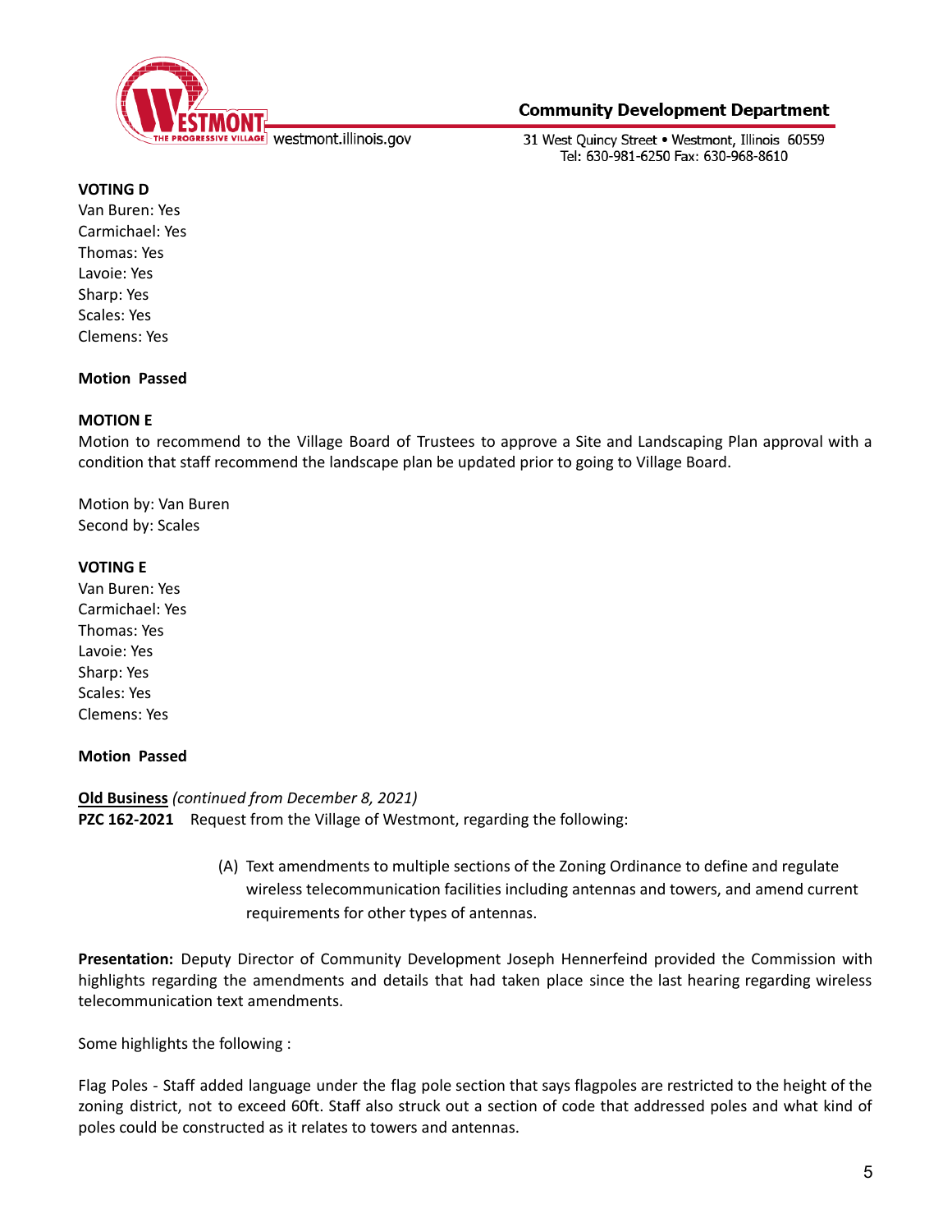**VOTING D**
Van Buren: Yes
Carmichael: Yes
Thomas: Yes
Lavoie: Yes
Sharp: Yes
Scales: Yes
Clemens: Yes

**Motion Passed**

**MOTION E**
Motion to recommend to the Village Board of Trustees to approve a Site and Landscaping Plan approval with a condition that staff recommend the landscape plan be updated prior to going to Village Board.

Motion by: Van Buren
Second by: Scales

**VOTING E**
Van Buren: Yes
Carmichael: Yes
Thomas: Yes
Lavoie: Yes
Sharp: Yes
Scales: Yes
Clemens: Yes

**Motion Passed**

**Old Business** *(continued from December 8, 2021)*
**PZC 162-2021** Request from the Village of Westmont, regarding the following:

(A) Text amendments to multiple sections of the Zoning Ordinance to define and regulate wireless telecommunication facilities including antennas and towers, and amend current requirements for other types of antennas.

**Presentation:** Deputy Director of Community Development Joseph Hennerfeind provided the Commission with highlights regarding the amendments and details that had taken place since the last hearing regarding wireless telecommunication text amendments.

Some highlights the following :

Flag Poles - Staff added language under the flag pole section that says flagpoles are restricted to the height of the zoning district, not to exceed 60ft. Staff also struck out a section of code that addressed poles and what kind of poles could be constructed as it relates to towers and antennas.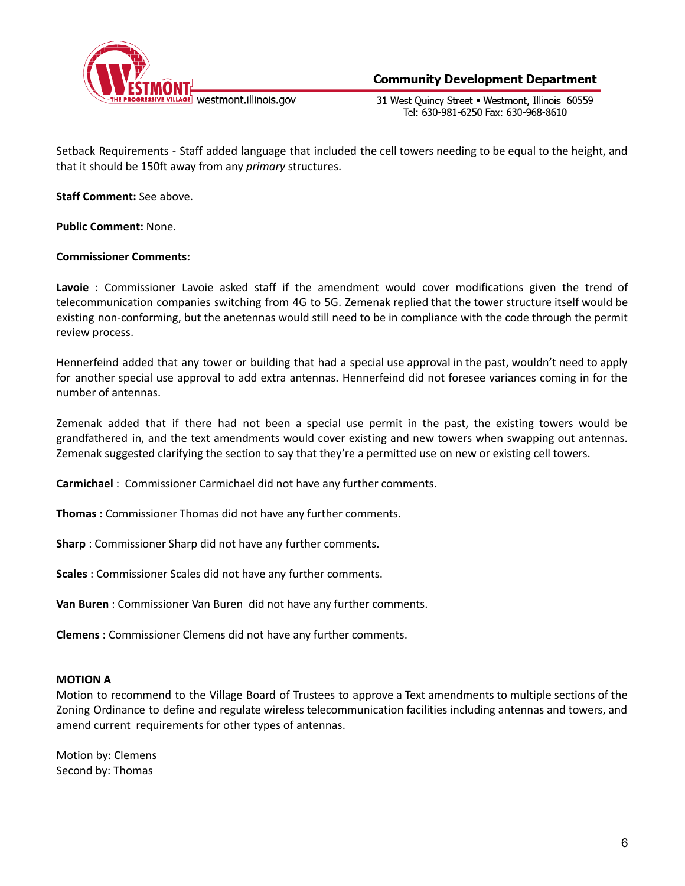Setback Requirements - Staff added language that included the cell towers needing to be equal to the height, and that it should be 150ft away from any *primary* structures.

**Staff Comment:** See above.

**Public Comment:** None.

**Commissioner Comments:**

**Lavoie** : Commissioner Lavoie asked staff if the amendment would cover modifications given the trend of telecommunication companies switching from 4G to 5G. Zemenak replied that the tower structure itself would be existing non-conforming, but the anetennas would still need to be in compliance with the code through the permit review process.

Hennerfeind added that any tower or building that had a special use approval in the past, wouldn't need to apply for another special use approval to add extra antennas. Hennerfeind did not foresee variances coming in for the number of antennas.

Zemenak added that if there had not been a special use permit in the past, the existing towers would be grandfathered in, and the text amendments would cover existing and new towers when swapping out antennas. Zemenak suggested clarifying the section to say that they're a permitted use on new or existing cell towers.

**Carmichael** : Commissioner Carmichael did not have any further comments.

**Thomas :** Commissioner Thomas did not have any further comments.

**Sharp** : Commissioner Sharp did not have any further comments.

**Scales** : Commissioner Scales did not have any further comments.

**Van Buren** : Commissioner Van Buren did not have any further comments.

**Clemens :** Commissioner Clemens did not have any further comments.

**MOTION A**

Motion to recommend to the Village Board of Trustees to approve a Text amendments to multiple sections of the Zoning Ordinance to define and regulate wireless telecommunication facilities including antennas and towers, and amend current requirements for other types of antennas.

Motion by: Clemens
Second by: Thomas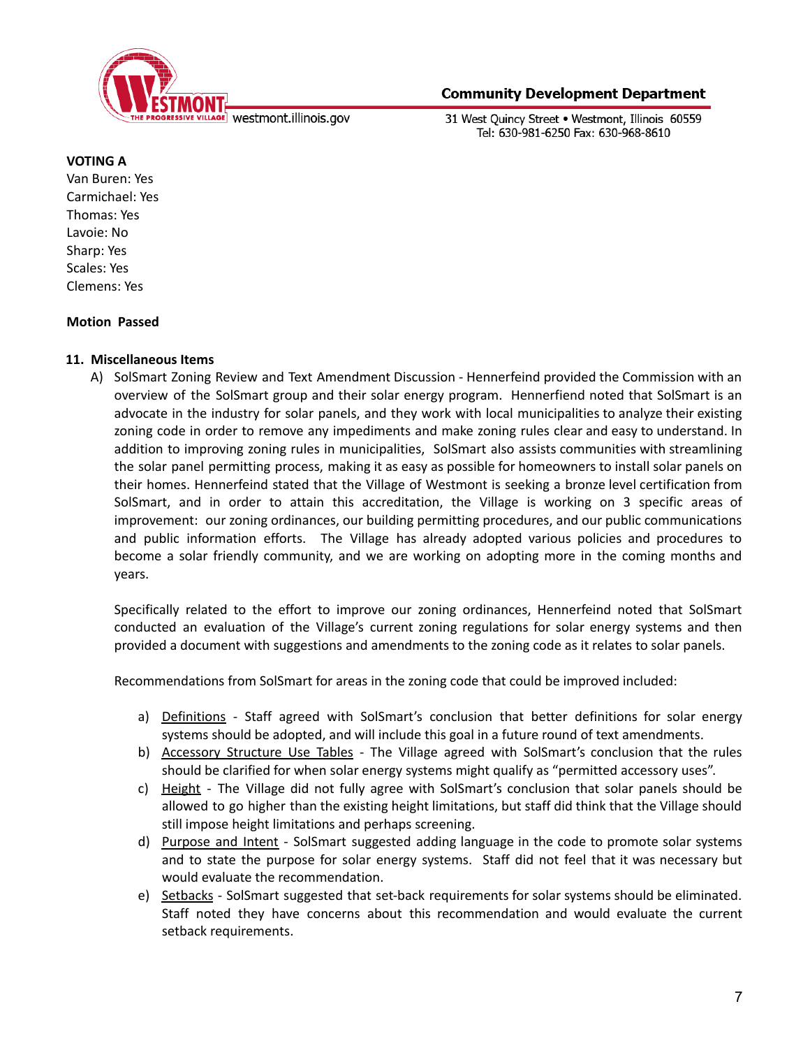**VOTING A**
Van Buren: Yes
Carmichael: Yes
Thomas: Yes
Lavoie: No
Sharp: Yes
Scales: Yes
Clemens: Yes

**Motion Passed**

**11. Miscellaneous Items**

A) SolSmart Zoning Review and Text Amendment Discussion - Hennerfeind provided the Commission with an overview of the SolSmart group and their solar energy program. Hennerfiend noted that SolSmart is an advocate in the industry for solar panels, and they work with local municipalities to analyze their existing zoning code in order to remove any impediments and make zoning rules clear and easy to understand. In addition to improving zoning rules in municipalities, SolSmart also assists communities with streamlining the solar panel permitting process, making it as easy as possible for homeowners to install solar panels on their homes. Hennerfeind stated that the Village of Westmont is seeking a bronze level certification from SolSmart, and in order to attain this accreditation, the Village is working on 3 specific areas of improvement: our zoning ordinances, our building permitting procedures, and our public communications and public information efforts. The Village has already adopted various policies and procedures to become a solar friendly community, and we are working on adopting more in the coming months and years.

Specifically related to the effort to improve our zoning ordinances, Hennerfeind noted that SolSmart conducted an evaluation of the Village's current zoning regulations for solar energy systems and then provided a document with suggestions and amendments to the zoning code as it relates to solar panels.

Recommendations from SolSmart for areas in the zoning code that could be improved included:

a) <u>Definitions</u> - Staff agreed with SolSmart's conclusion that better definitions for solar energy systems should be adopted, and will include this goal in a future round of text amendments.
b) <u>Accessory Structure Use Tables</u> - The Village agreed with SolSmart's conclusion that the rules should be clarified for when solar energy systems might qualify as "permitted accessory uses".
c) <u>Height</u> - The Village did not fully agree with SolSmart's conclusion that solar panels should be allowed to go higher than the existing height limitations, but staff did think that the Village should still impose height limitations and perhaps screening.
d) <u>Purpose and Intent</u> - SolSmart suggested adding language in the code to promote solar systems and to state the purpose for solar energy systems. Staff did not feel that it was necessary but would evaluate the recommendation.
e) <u>Setbacks</u> - SolSmart suggested that set-back requirements for solar systems should be eliminated. Staff noted they have concerns about this recommendation and would evaluate the current setback requirements.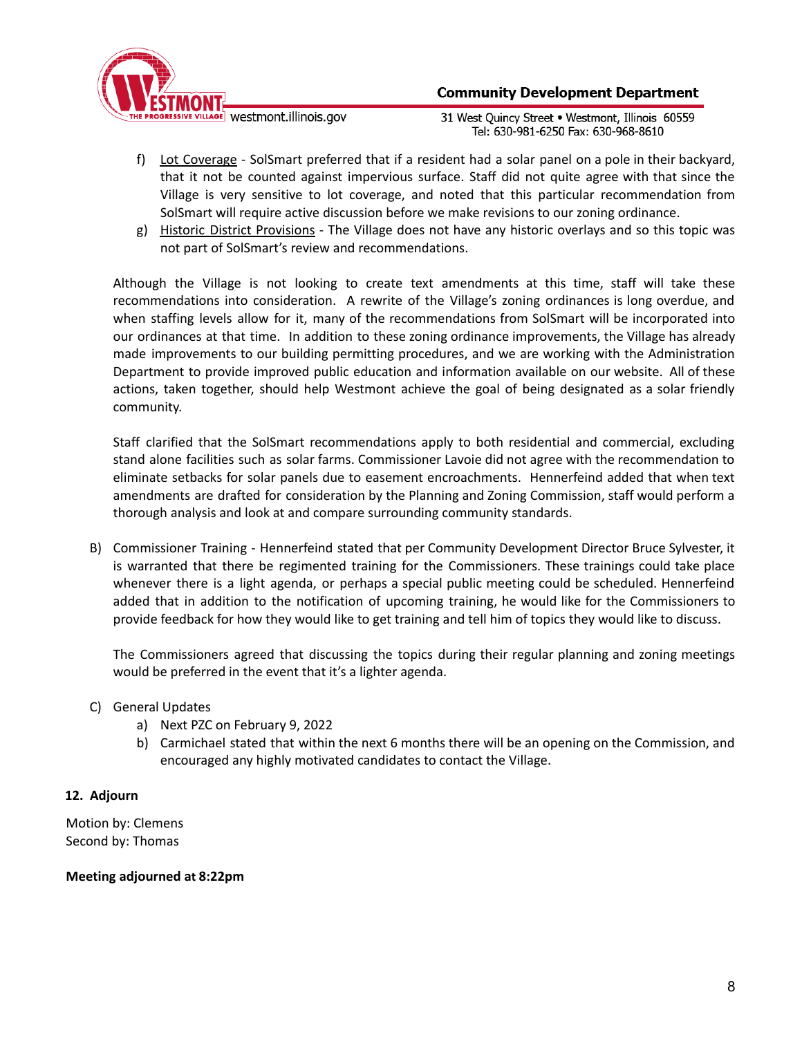f) Lot Coverage - SolSmart preferred that if a resident had a solar panel on a pole in their backyard, that it not be counted against impervious surface. Staff did not quite agree with that since the Village is very sensitive to lot coverage, and noted that this particular recommendation from SolSmart will require active discussion before we make revisions to our zoning ordinance.

g) Historic District Provisions - The Village does not have any historic overlays and so this topic was not part of SolSmart's review and recommendations.

Although the Village is not looking to create text amendments at this time, staff will take these recommendations into consideration. A rewrite of the Village's zoning ordinances is long overdue, and when staffing levels allow for it, many of the recommendations from SolSmart will be incorporated into our ordinances at that time. In addition to these zoning ordinance improvements, the Village has already made improvements to our building permitting procedures, and we are working with the Administration Department to provide improved public education and information available on our website. All of these actions, taken together, should help Westmont achieve the goal of being designated as a solar friendly community.

Staff clarified that the SolSmart recommendations apply to both residential and commercial, excluding stand alone facilities such as solar farms. Commissioner Lavoie did not agree with the recommendation to eliminate setbacks for solar panels due to easement encroachments. Hennerfeind added that when text amendments are drafted for consideration by the Planning and Zoning Commission, staff would perform a thorough analysis and look at and compare surrounding community standards.

B) Commissioner Training - Hennerfeind stated that per Community Development Director Bruce Sylvester, it is warranted that there be regimented training for the Commissioners. These trainings could take place whenever there is a light agenda, or perhaps a special public meeting could be scheduled. Hennerfeind added that in addition to the notification of upcoming training, he would like for the Commissioners to provide feedback for how they would like to get training and tell him of topics they would like to discuss.

The Commissioners agreed that discussing the topics during their regular planning and zoning meetings would be preferred in the event that it's a lighter agenda.

C) General Updates
   a) Next PZC on February 9, 2022
   b) Carmichael stated that within the next 6 months there will be an opening on the Commission, and encouraged any highly motivated candidates to contact the Village.

**12. Adjourn**

Motion by: Clemens
Second by: Thomas

**Meeting adjourned at 8:22pm**